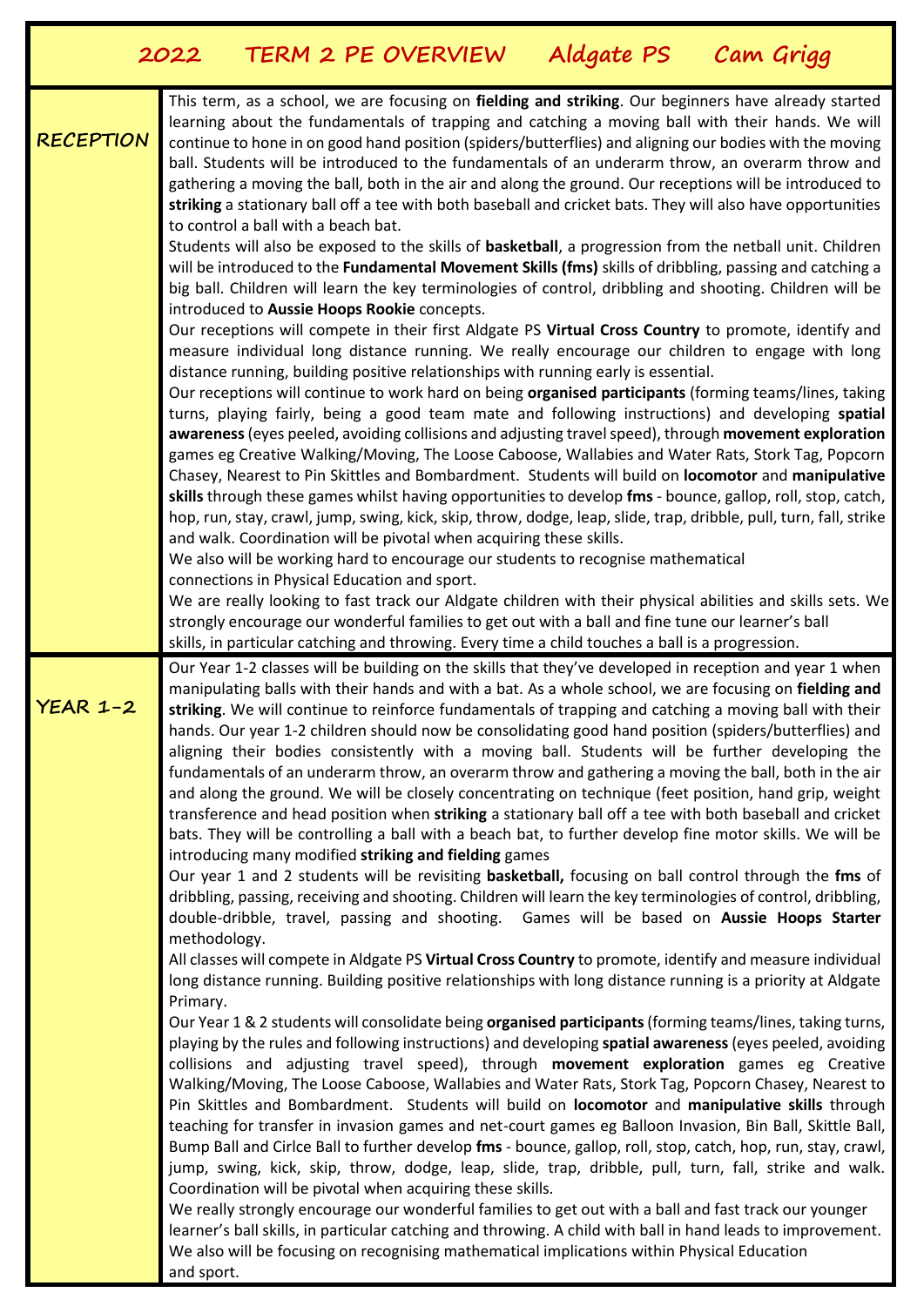# 2022 TERM 2 PE OVERVIEW Aldgate PS Cam Grigg

| | |
|---|---|
| **RECEPTION** | This term, as a school, we are focusing on **fielding and striking**. Our beginners have already started learning about the fundamentals of trapping and catching a moving ball with their hands. We will continue to hone in on good hand position (spiders/butterflies) and aligning our bodies with the moving ball. Students will be introduced to the fundamentals of an underarm throw, an overarm throw and gathering a moving the ball, both in the air and along the ground. Our receptions will be introduced to **striking** a stationary ball off a tee with both baseball and cricket bats. They will also have opportunities to control a ball with a beach bat.<br>Students will also be exposed to the skills of **basketball**, a progression from the netball unit. Children will be introduced to the **Fundamental Movement Skills (fms)** skills of dribbling, passing and catching a big ball. Children will learn the key terminologies of control, dribbling and shooting. Children will be introduced to **Aussie Hoops Rookie** concepts.<br>Our receptions will compete in their first Aldgate PS **Virtual Cross Country** to promote, identify and measure individual long distance running. We really encourage our children to engage with long distance running, building positive relationships with running early is essential.<br>Our receptions will continue to work hard on being **organised participants** (forming teams/lines, taking turns, playing fairly, being a good team mate and following instructions) and developing **spatial awareness** (eyes peeled, avoiding collisions and adjusting travel speed), through **movement exploration** games eg Creative Walking/Moving, The Loose Caboose, Wallabies and Water Rats, Stork Tag, Popcorn Chasey, Nearest to Pin Skittles and Bombardment. Students will build on **locomotor** and **manipulative skills** through these games whilst having opportunities to develop **fms** - bounce, gallop, roll, stop, catch, hop, run, stay, crawl, jump, swing, kick, skip, throw, dodge, leap, slide, trap, dribble, pull, turn, fall, strike and walk. Coordination will be pivotal when acquiring these skills.<br>We also will be working hard to encourage our students to recognise mathematical connections in Physical Education and sport.<br>We are really looking to fast track our Aldgate children with their physical abilities and skills sets. We strongly encourage our wonderful families to get out with a ball and fine tune our learner's ball skills, in particular catching and throwing. Every time a child touches a ball is a progression. |
| **YEAR 1-2** | Our Year 1-2 classes will be building on the skills that they've developed in reception and year 1 when manipulating balls with their hands and with a bat. As a whole school, we are focusing on **fielding and striking**. We will continue to reinforce fundamentals of trapping and catching a moving ball with their hands. Our year 1-2 children should now be consolidating good hand position (spiders/butterflies) and aligning their bodies consistently with a moving ball. Students will be further developing the fundamentals of an underarm throw, an overarm throw and gathering a moving the ball, both in the air and along the ground. We will be closely concentrating on technique (feet position, hand grip, weight transference and head position when **striking** a stationary ball off a tee with both baseball and cricket bats. They will be controlling a ball with a beach bat, to further develop fine motor skills. We will be introducing many modified **striking and fielding** games<br>Our year 1 and 2 students will be revisiting **basketball,** focusing on ball control through the **fms** of dribbling, passing, receiving and shooting. Children will learn the key terminologies of control, dribbling, double-dribble, travel, passing and shooting. Games will be based on **Aussie Hoops Starter** methodology.<br>All classes will compete in Aldgate PS **Virtual Cross Country** to promote, identify and measure individual long distance running. Building positive relationships with long distance running is a priority at Aldgate Primary.<br>Our Year 1 & 2 students will consolidate being **organised participants** (forming teams/lines, taking turns, playing by the rules and following instructions) and developing **spatial awareness** (eyes peeled, avoiding collisions and adjusting travel speed), through **movement exploration** games eg Creative Walking/Moving, The Loose Caboose, Wallabies and Water Rats, Stork Tag, Popcorn Chasey, Nearest to Pin Skittles and Bombardment. Students will build on **locomotor** and **manipulative skills** through teaching for transfer in invasion games and net-court games eg Balloon Invasion, Bin Ball, Skittle Ball, Bump Ball and Cirlce Ball to further develop **fms** - bounce, gallop, roll, stop, catch, hop, run, stay, crawl, jump, swing, kick, skip, throw, dodge, leap, slide, trap, dribble, pull, turn, fall, strike and walk. Coordination will be pivotal when acquiring these skills.<br>We really strongly encourage our wonderful families to get out with a ball and fast track our younger learner's ball skills, in particular catching and throwing. A child with ball in hand leads to improvement. We also will be focusing on recognising mathematical implications within Physical Education and sport. |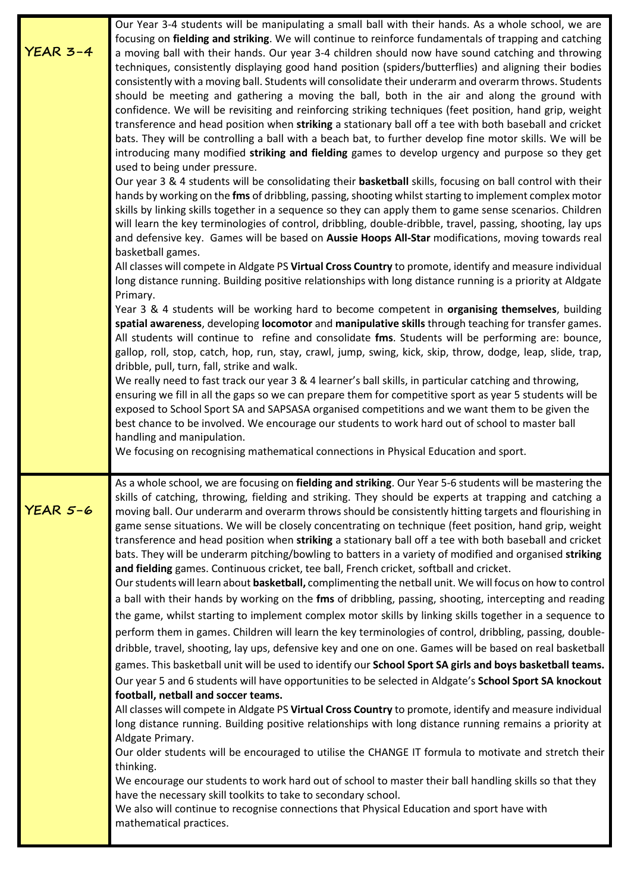| | |
|---|---|
| **YEAR 3-4** | Our Year 3-4 students will be manipulating a small ball with their hands. As a whole school, we are focusing on **fielding and striking**. We will continue to reinforce fundamentals of trapping and catching a moving ball with their hands. Our year 3-4 children should now have sound catching and throwing techniques, consistently displaying good hand position (spiders/butterflies) and aligning their bodies consistently with a moving ball. Students will consolidate their underarm and overarm throws. Students should be meeting and gathering a moving the ball, both in the air and along the ground with confidence. We will be revisiting and reinforcing striking techniques (feet position, hand grip, weight transference and head position when **striking** a stationary ball off a tee with both baseball and cricket bats. They will be controlling a ball with a beach bat, to further develop fine motor skills. We will be introducing many modified **striking and fielding** games to develop urgency and purpose so they get used to being under pressure.<br>Our year 3 & 4 students will be consolidating their **basketball** skills, focusing on ball control with their hands by working on the **fms** of dribbling, passing, shooting whilst starting to implement complex motor skills by linking skills together in a sequence so they can apply them to game sense scenarios. Children will learn the key terminologies of control, dribbling, double-dribble, travel, passing, shooting, lay ups and defensive key. Games will be based on **Aussie Hoops All-Star** modifications, moving towards real basketball games.<br>All classes will compete in Aldgate PS **Virtual Cross Country** to promote, identify and measure individual long distance running. Building positive relationships with long distance running is a priority at Aldgate Primary.<br>Year 3 & 4 students will be working hard to become competent in **organising themselves**, building **spatial awareness**, developing **locomotor** and **manipulative skills** through teaching for transfer games. All students will continue to refine and consolidate **fms**. Students will be performing are: bounce, gallop, roll, stop, catch, hop, run, stay, crawl, jump, swing, kick, skip, throw, dodge, leap, slide, trap, dribble, pull, turn, fall, strike and walk.<br>We really need to fast track our year 3 & 4 learner's ball skills, in particular catching and throwing, ensuring we fill in all the gaps so we can prepare them for competitive sport as year 5 students will be exposed to School Sport SA and SAPSASA organised competitions and we want them to be given the best chance to be involved. We encourage our students to work hard out of school to master ball handling and manipulation.<br>We focusing on recognising mathematical connections in Physical Education and sport. |
| **YEAR 5-6** | As a whole school, we are focusing on **fielding and striking**. Our Year 5-6 students will be mastering the skills of catching, throwing, fielding and striking. They should be experts at trapping and catching a moving ball. Our underarm and overarm throws should be consistently hitting targets and flourishing in game sense situations. We will be closely concentrating on technique (feet position, hand grip, weight transference and head position when **striking** a stationary ball off a tee with both baseball and cricket bats. They will be underarm pitching/bowling to batters in a variety of modified and organised **striking and fielding** games. Continuous cricket, tee ball, French cricket, softball and cricket.<br>Our students will learn about **basketball,** complimenting the netball unit. We will focus on how to control a ball with their hands by working on the **fms** of dribbling, passing, shooting, intercepting and reading the game, whilst starting to implement complex motor skills by linking skills together in a sequence to perform them in games. Children will learn the key terminologies of control, dribbling, passing, double-dribble, travel, shooting, lay ups, defensive key and one on one. Games will be based on real basketball games. This basketball unit will be used to identify our **School Sport SA girls and boys basketball teams.**<br>Our year 5 and 6 students will have opportunities to be selected in Aldgate's **School Sport SA knockout football, netball and soccer teams.**<br>All classes will compete in Aldgate PS **Virtual Cross Country** to promote, identify and measure individual long distance running. Building positive relationships with long distance running remains a priority at Aldgate Primary.<br>Our older students will be encouraged to utilise the CHANGE IT formula to motivate and stretch their thinking.<br>We encourage our students to work hard out of school to master their ball handling skills so that they have the necessary skill toolkits to take to secondary school.<br>We also will continue to recognise connections that Physical Education and sport have with mathematical practices. |